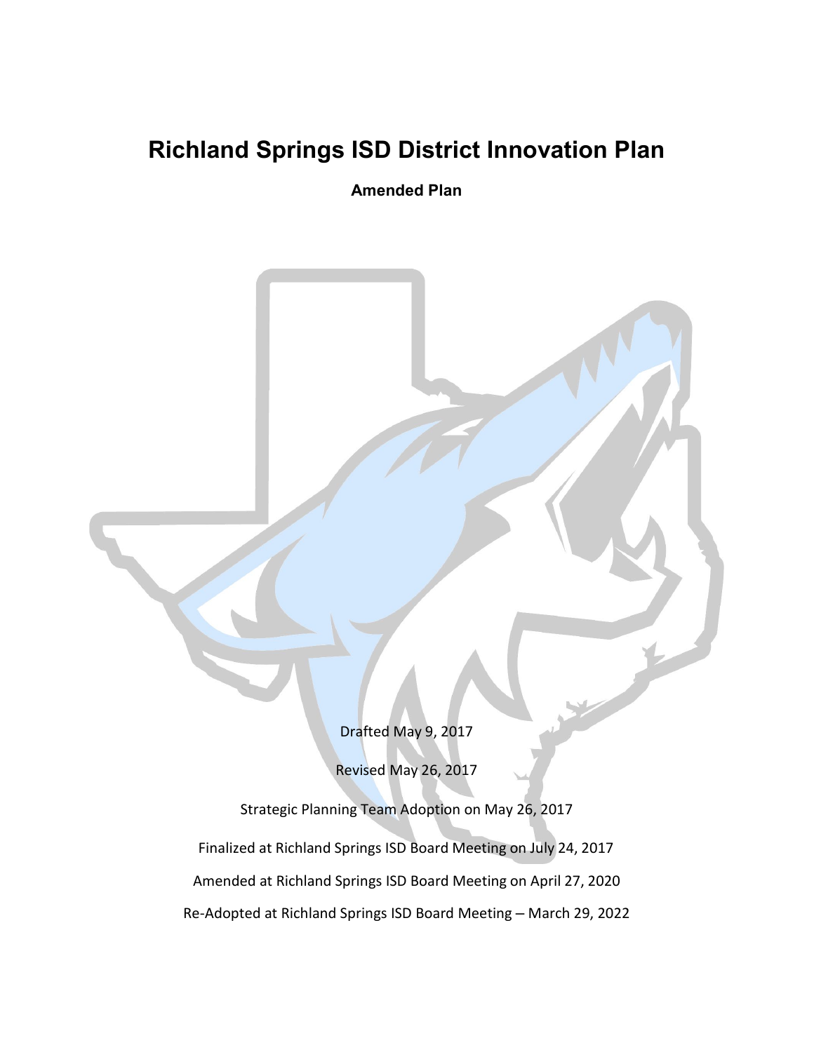# Richland Springs ISD District Innovation Plan

**Amended Plan**

Drafted May 9, 2017

Revised May 26, 2017

Strategic Planning Team Adoption on May 26, 2017

Finalized at Richland Springs ISD Board Meeting on July 24, 2017

Amended at Richland Springs ISD Board Meeting on April 27, 2020

Re-Adopted at Richland Springs ISD Board Meeting – March 29, 2022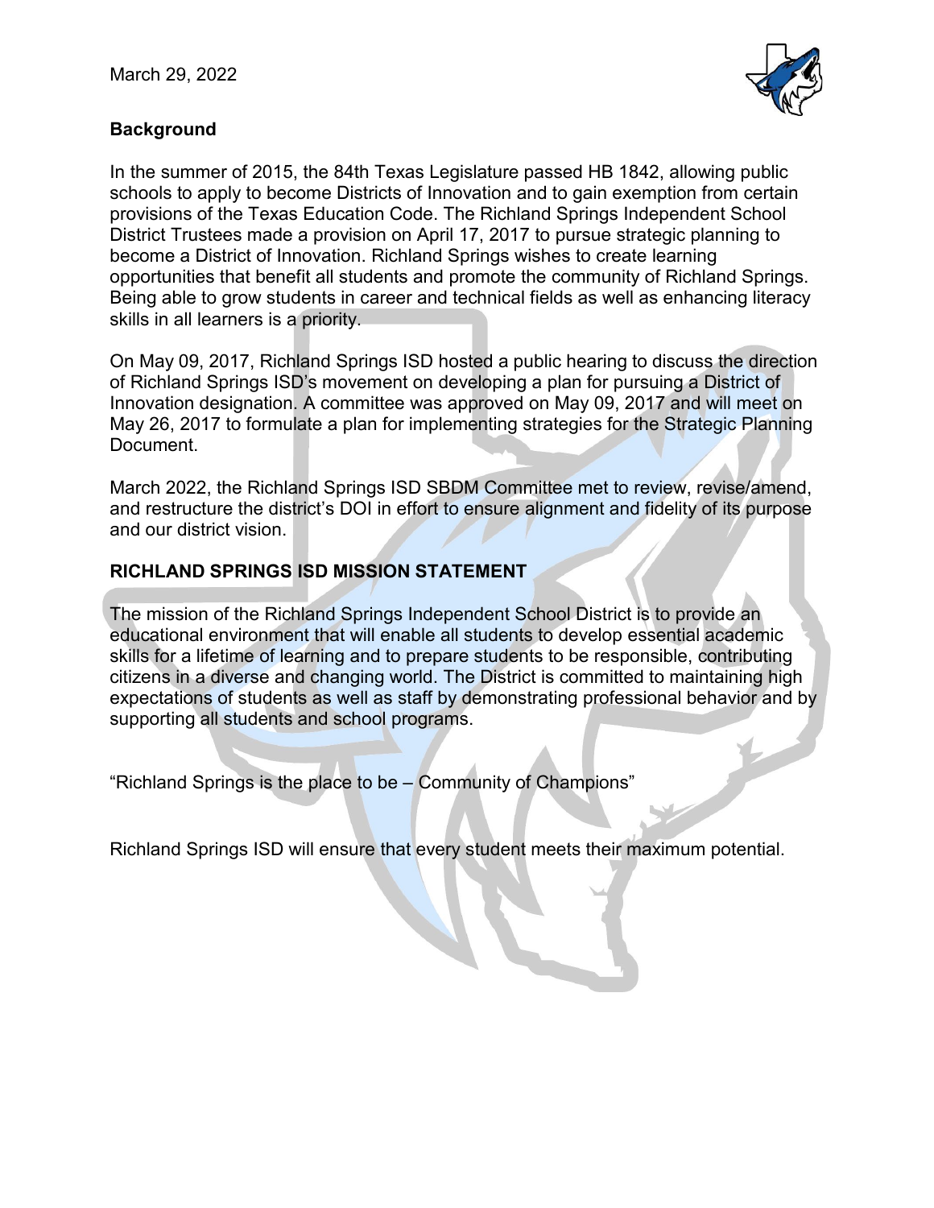March 29, 2022

## Background

In the summer of 2015, the 84th Texas Legislature passed HB 1842, allowing public schools to apply to become Districts of Innovation and to gain exemption from certain provisions of the Texas Education Code. The Richland Springs Independent School District Trustees made a provision on April 17, 2017 to pursue strategic planning to become a District of Innovation. Richland Springs wishes to create learning opportunities that benefit all students and promote the community of Richland Springs. Being able to grow students in career and technical fields as well as enhancing literacy skills in all learners is a priority.

On May 09, 2017, Richland Springs ISD hosted a public hearing to discuss the direction of Richland Springs ISD's movement on developing a plan for pursuing a District of Innovation designation. A committee was approved on May 09, 2017 and will meet on May 26, 2017 to formulate a plan for implementing strategies for the Strategic Planning Document.

March 2022, the Richland Springs ISD SBDM Committee met to review, revise/amend, and restructure the district's DOI in effort to ensure alignment and fidelity of its purpose and our district vision.

## RICHLAND SPRINGS ISD MISSION STATEMENT

The mission of the Richland Springs Independent School District is to provide an educational environment that will enable all students to develop essential academic skills for a lifetime of learning and to prepare students to be responsible, contributing citizens in a diverse and changing world. The District is committed to maintaining high expectations of students as well as staff by demonstrating professional behavior and by supporting all students and school programs.

"Richland Springs is the place to be – Community of Champions"

Richland Springs ISD will ensure that every student meets their maximum potential.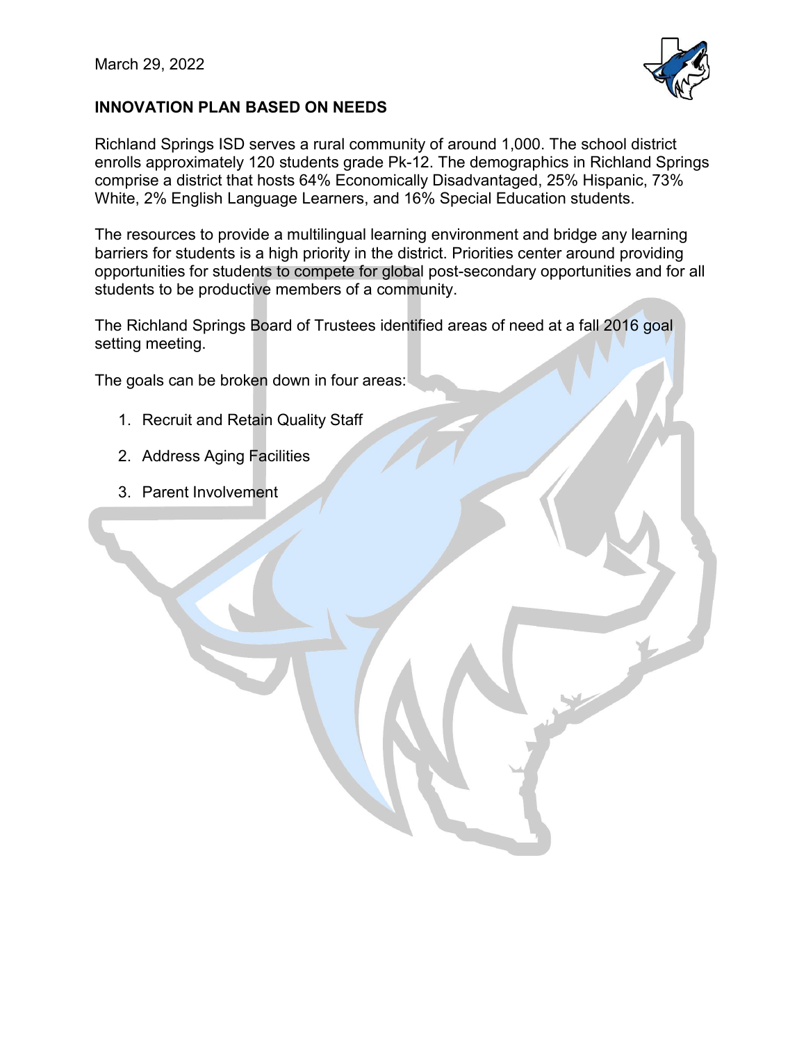March 29, 2022

**INNOVATION PLAN BASED ON NEEDS**

Richland Springs ISD serves a rural community of around 1,000. The school district enrolls approximately 120 students grade Pk-12. The demographics in Richland Springs comprise a district that hosts 64% Economically Disadvantaged, 25% Hispanic, 73% White, 2% English Language Learners, and 16% Special Education students.

The resources to provide a multilingual learning environment and bridge any learning barriers for students is a high priority in the district. Priorities center around providing opportunities for students to compete for global post-secondary opportunities and for all students to be productive members of a community.

The Richland Springs Board of Trustees identified areas of need at a fall 2016 goal setting meeting.

The goals can be broken down in four areas:

1. Recruit and Retain Quality Staff
2. Address Aging Facilities
3. Parent Involvement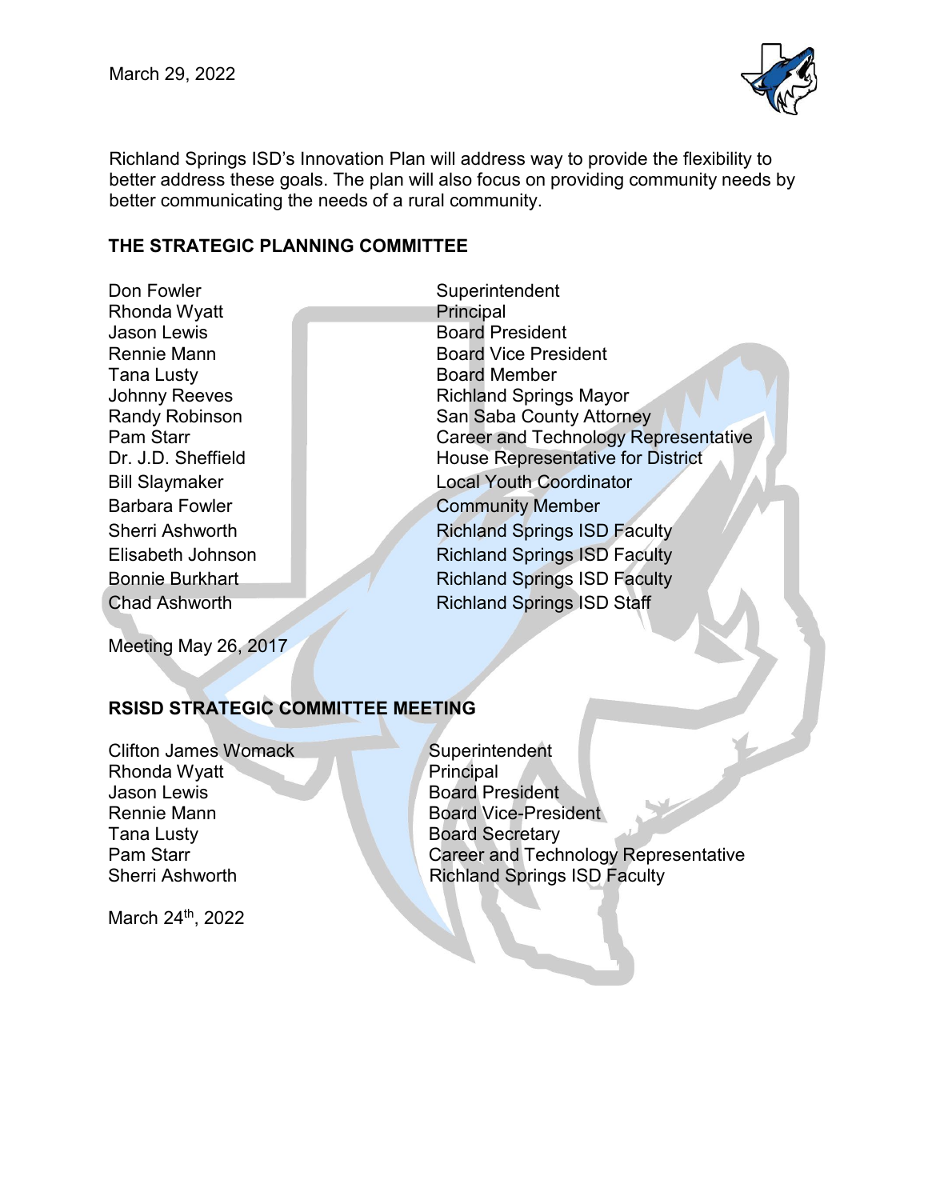March 29, 2022

Richland Springs ISD's Innovation Plan will address way to provide the flexibility to better address these goals. The plan will also focus on providing community needs by better communicating the needs of a rural community.

## THE STRATEGIC PLANNING COMMITTEE

| Name | Role |
|---|---|
| Don Fowler | Superintendent |
| Rhonda Wyatt | Principal |
| Jason Lewis | Board President |
| Rennie Mann | Board Vice President |
| Tana Lusty | Board Member |
| Johnny Reeves | Richland Springs Mayor |
| Randy Robinson | San Saba County Attorney |
| Pam Starr | Career and Technology Representative |
| Dr. J.D. Sheffield | House Representative for District |
| Bill Slaymaker | Local Youth Coordinator |
| Barbara Fowler | Community Member |
| Sherri Ashworth | Richland Springs ISD Faculty |
| Elisabeth Johnson | Richland Springs ISD Faculty |
| Bonnie Burkhart | Richland Springs ISD Faculty |
| Chad Ashworth | Richland Springs ISD Staff |

Meeting May 26, 2017

## RSISD STRATEGIC COMMITTEE MEETING

| Name | Role |
|---|---|
| Clifton James Womack | Superintendent |
| Rhonda Wyatt | Principal |
| Jason Lewis | Board President |
| Rennie Mann | Board Vice-President |
| Tana Lusty | Board Secretary |
| Pam Starr | Career and Technology Representative |
| Sherri Ashworth | Richland Springs ISD Faculty |

March 24th, 2022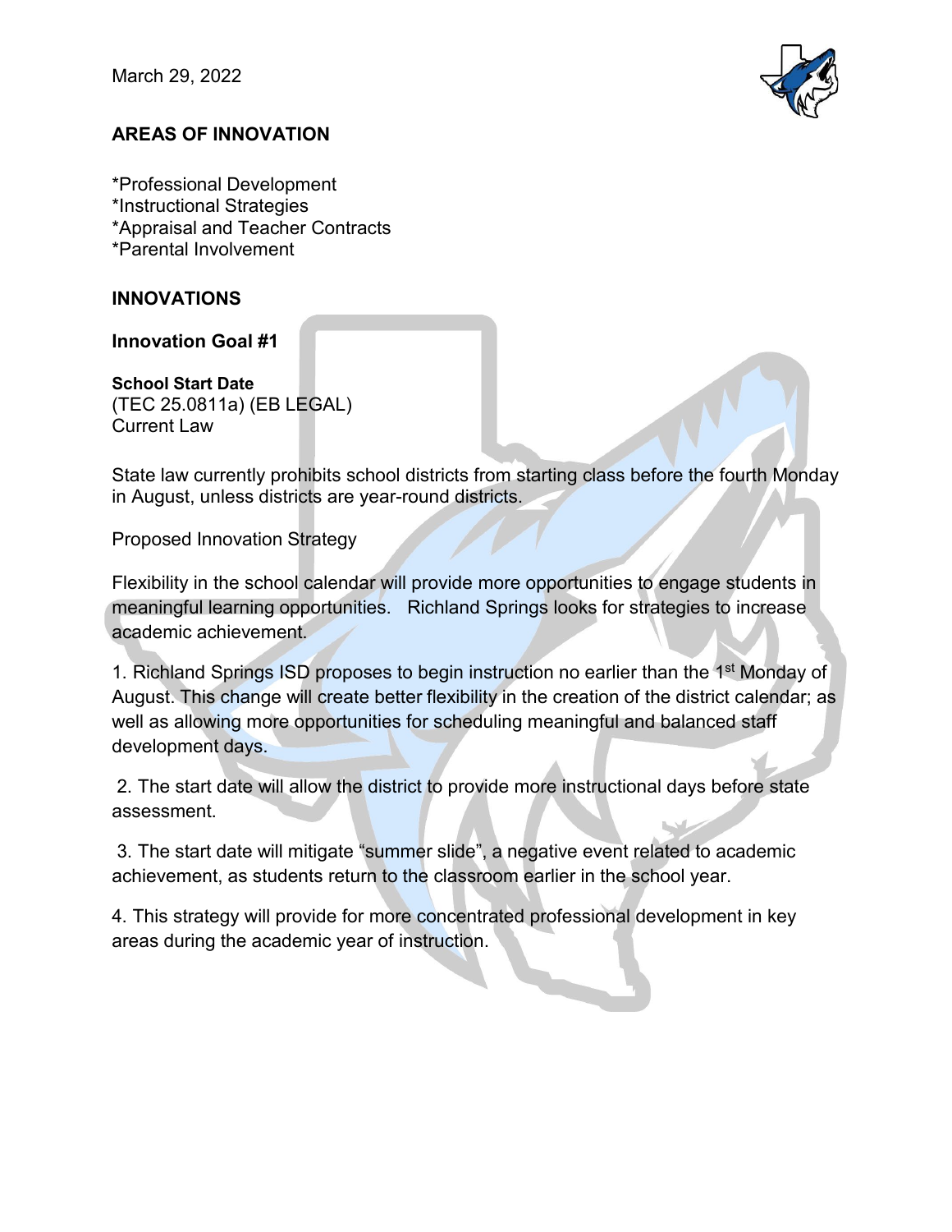March 29, 2022

**AREAS OF INNOVATION**

*Professional Development
*Instructional Strategies
*Appraisal and Teacher Contracts
*Parental Involvement

**INNOVATIONS**

**Innovation Goal #1**

**School Start Date**
(TEC 25.0811a) (EB LEGAL)
Current Law

State law currently prohibits school districts from starting class before the fourth Monday in August, unless districts are year-round districts.

Proposed Innovation Strategy

Flexibility in the school calendar will provide more opportunities to engage students in meaningful learning opportunities. Richland Springs looks for strategies to increase academic achievement.

1. Richland Springs ISD proposes to begin instruction no earlier than the 1st Monday of August. This change will create better flexibility in the creation of the district calendar; as well as allowing more opportunities for scheduling meaningful and balanced staff development days.

2. The start date will allow the district to provide more instructional days before state assessment.

3. The start date will mitigate "summer slide", a negative event related to academic achievement, as students return to the classroom earlier in the school year.

4. This strategy will provide for more concentrated professional development in key areas during the academic year of instruction.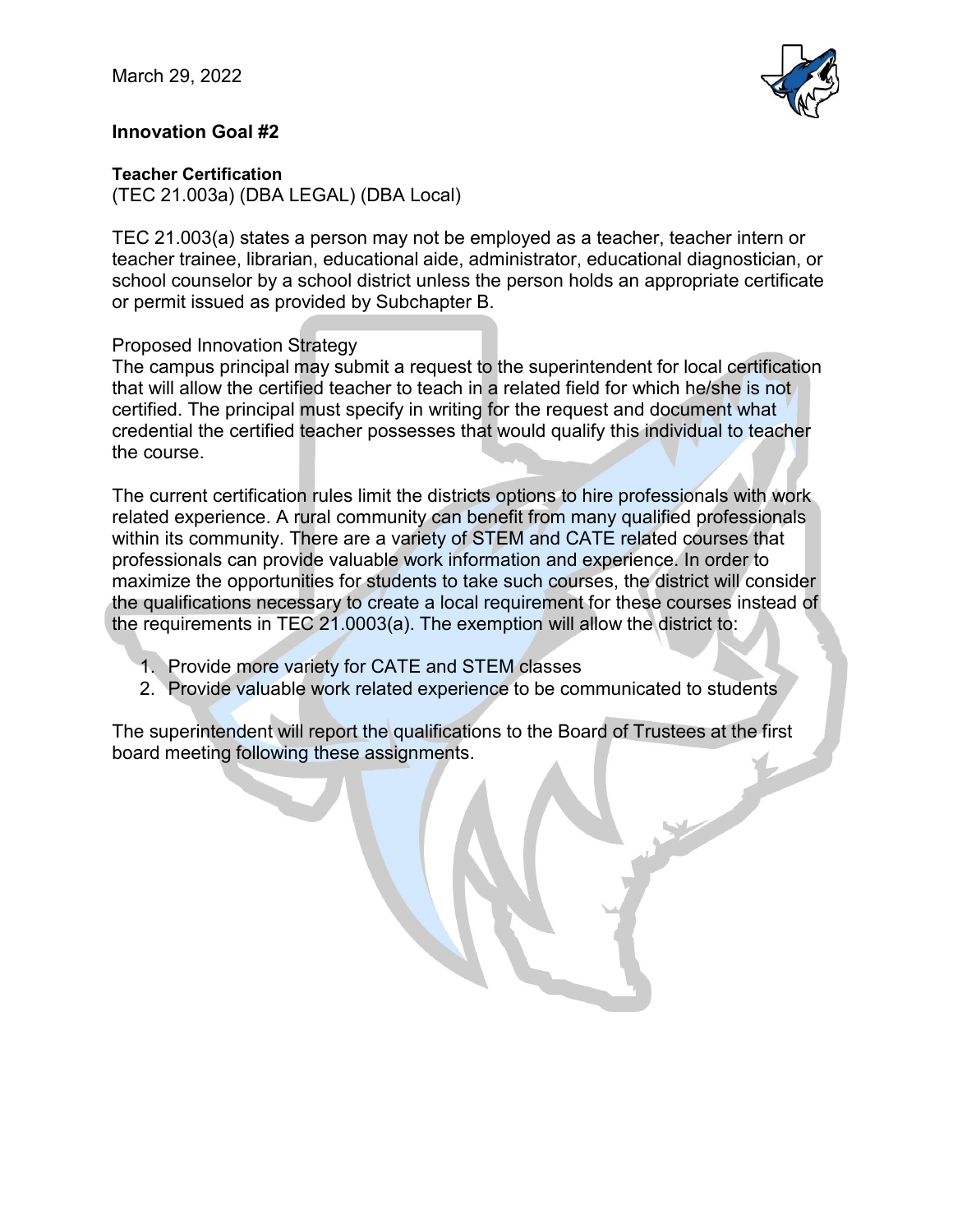March 29, 2022

**Innovation Goal #2**

**Teacher Certification**
(TEC 21.003a) (DBA LEGAL) (DBA Local)

TEC 21.003(a) states a person may not be employed as a teacher, teacher intern or teacher trainee, librarian, educational aide, administrator, educational diagnostician, or school counselor by a school district unless the person holds an appropriate certificate or permit issued as provided by Subchapter B.

Proposed Innovation Strategy
The campus principal may submit a request to the superintendent for local certification that will allow the certified teacher to teach in a related field for which he/she is not certified. The principal must specify in writing for the request and document what credential the certified teacher possesses that would qualify this individual to teacher the course.

The current certification rules limit the districts options to hire professionals with work related experience. A rural community can benefit from many qualified professionals within its community. There are a variety of STEM and CATE related courses that professionals can provide valuable work information and experience. In order to maximize the opportunities for students to take such courses, the district will consider the qualifications necessary to create a local requirement for these courses instead of the requirements in TEC 21.0003(a). The exemption will allow the district to:

1. Provide more variety for CATE and STEM classes
2. Provide valuable work related experience to be communicated to students

The superintendent will report the qualifications to the Board of Trustees at the first board meeting following these assignments.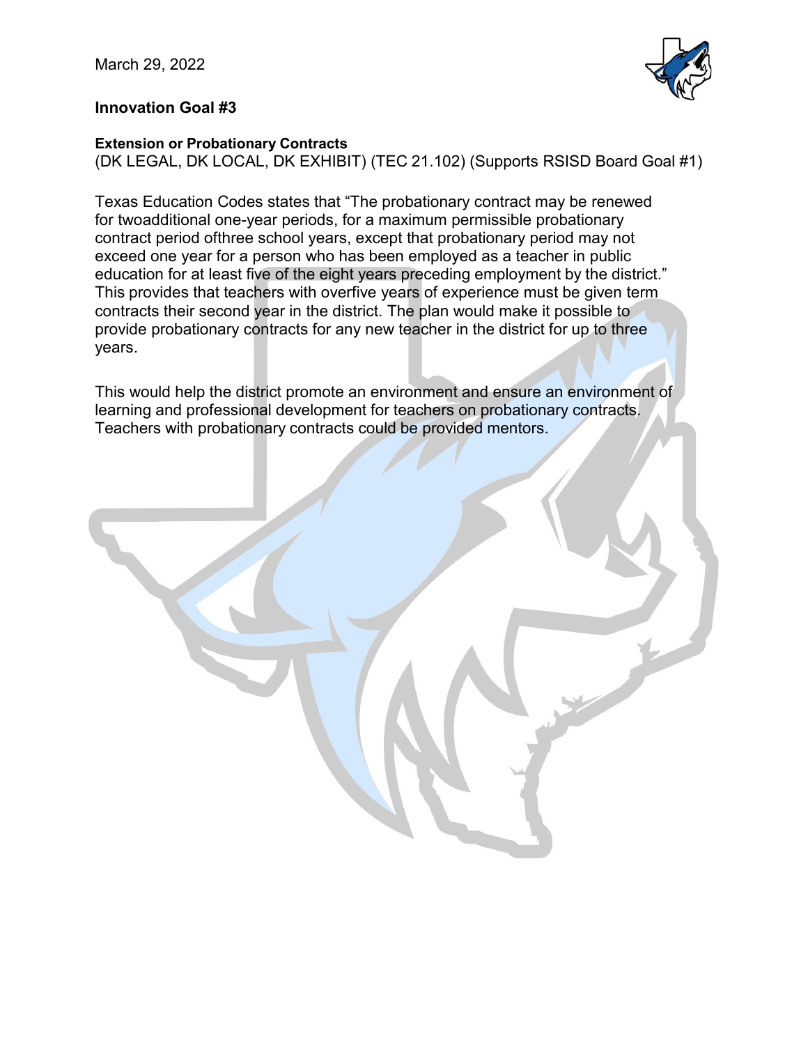March 29, 2022

## Innovation Goal #3

**Extension or Probationary Contracts**
(DK LEGAL, DK LOCAL, DK EXHIBIT) (TEC 21.102) (Supports RSISD Board Goal #1)

Texas Education Codes states that "The probationary contract may be renewed for twoadditional one-year periods, for a maximum permissible probationary contract period ofthree school years, except that probationary period may not exceed one year for a person who has been employed as a teacher in public education for at least five of the eight years preceding employment by the district." This provides that teachers with overfive years of experience must be given term contracts their second year in the district. The plan would make it possible to provide probationary contracts for any new teacher in the district for up to three years.

This would help the district promote an environment and ensure an environment of learning and professional development for teachers on probationary contracts. Teachers with probationary contracts could be provided mentors.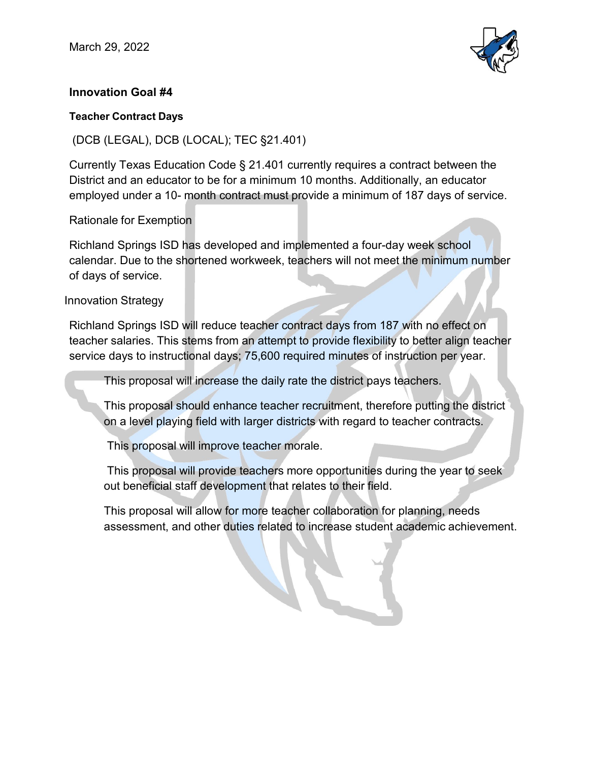March 29, 2022

**Innovation Goal #4**

**Teacher Contract Days**

(DCB (LEGAL), DCB (LOCAL); TEC §21.401)

Currently Texas Education Code § 21.401 currently requires a contract between the District and an educator to be for a minimum 10 months. Additionally, an educator employed under a 10- month contract must provide a minimum of 187 days of service.

Rationale for Exemption

Richland Springs ISD has developed and implemented a four-day week school calendar. Due to the shortened workweek, teachers will not meet the minimum number of days of service.

Innovation Strategy

Richland Springs ISD will reduce teacher contract days from 187 with no effect on teacher salaries. This stems from an attempt to provide flexibility to better align teacher service days to instructional days; 75,600 required minutes of instruction per year.

This proposal will increase the daily rate the district pays teachers.

This proposal should enhance teacher recruitment, therefore putting the district on a level playing field with larger districts with regard to teacher contracts.

This proposal will improve teacher morale.

This proposal will provide teachers more opportunities during the year to seek out beneficial staff development that relates to their field.

This proposal will allow for more teacher collaboration for planning, needs assessment, and other duties related to increase student academic achievement.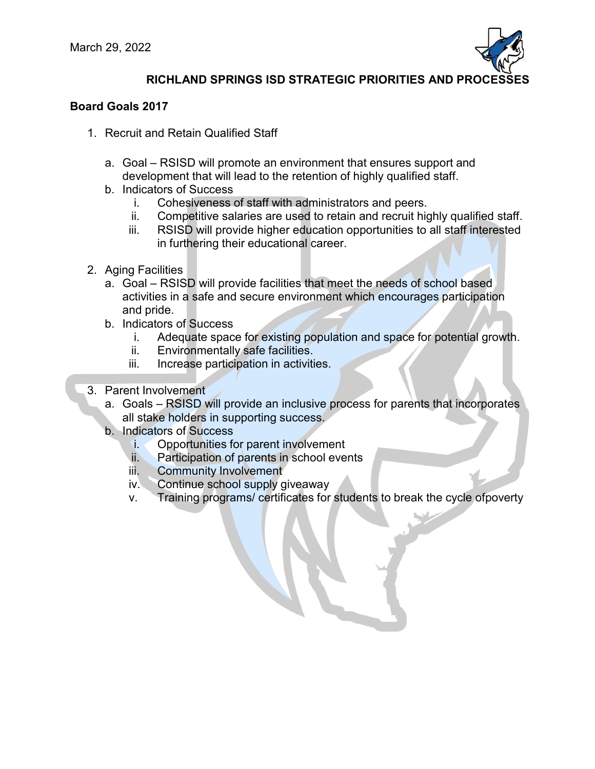March 29, 2022

# RICHLAND SPRINGS ISD STRATEGIC PRIORITIES AND PROCESSES

## Board Goals 2017

1. Recruit and Retain Qualified Staff

   a. Goal – RSISD will promote an environment that ensures support and development that will lead to the retention of highly qualified staff.
   b. Indicators of Success
      i. Cohesiveness of staff with administrators and peers.
      ii. Competitive salaries are used to retain and recruit highly qualified staff.
      iii. RSISD will provide higher education opportunities to all staff interested in furthering their educational career.

2. Aging Facilities
   a. Goal – RSISD will provide facilities that meet the needs of school based activities in a safe and secure environment which encourages participation and pride.
   b. Indicators of Success
      i. Adequate space for existing population and space for potential growth.
      ii. Environmentally safe facilities.
      iii. Increase participation in activities.

3. Parent Involvement
   a. Goals – RSISD will provide an inclusive process for parents that incorporates all stake holders in supporting success.
   b. Indicators of Success
      i. Opportunities for parent involvement
      ii. Participation of parents in school events
      iii. Community Involvement
      iv. Continue school supply giveaway
      v. Training programs/ certificates for students to break the cycle ofpoverty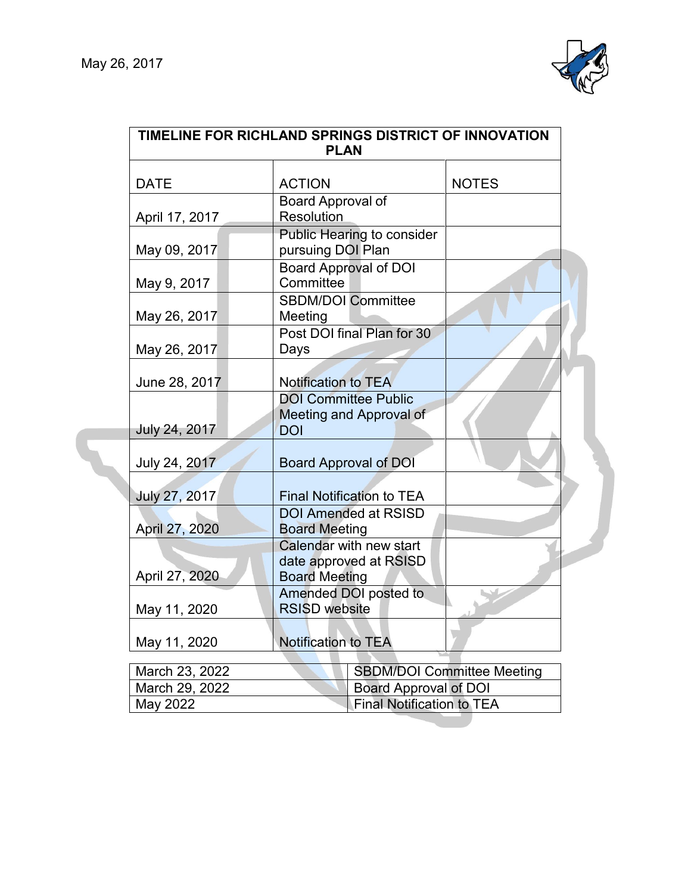May 26, 2017

| TIMELINE FOR RICHLAND SPRINGS DISTRICT OF INNOVATION PLAN | | |
|---|---|---|
| DATE | ACTION | NOTES |
| April 17, 2017 | Board Approval of Resolution | |
| May 09, 2017 | Public Hearing to consider pursuing DOI Plan | |
| May 9, 2017 | Board Approval of DOI Committee | |
| May 26, 2017 | SBDM/DOI Committee Meeting | |
| May 26, 2017 | Post DOI final Plan for 30 Days | |
| June 28, 2017 | Notification to TEA | |
| July 24, 2017 | DOI Committee Public Meeting and Approval of DOI | |
| July 24, 2017 | Board Approval of DOI | |
| July 27, 2017 | Final Notification to TEA | |
| April 27, 2020 | DOI Amended at RSISD Board Meeting | |
| April 27, 2020 | Calendar with new start date approved at RSISD Board Meeting | |
| May 11, 2020 | Amended DOI posted to RSISD website | |
| May 11, 2020 | Notification to TEA | |

| | |
|---|---|
| March 23, 2022 | SBDM/DOI Committee Meeting |
| March 29, 2022 | Board Approval of DOI |
| May 2022 | Final Notification to TEA |